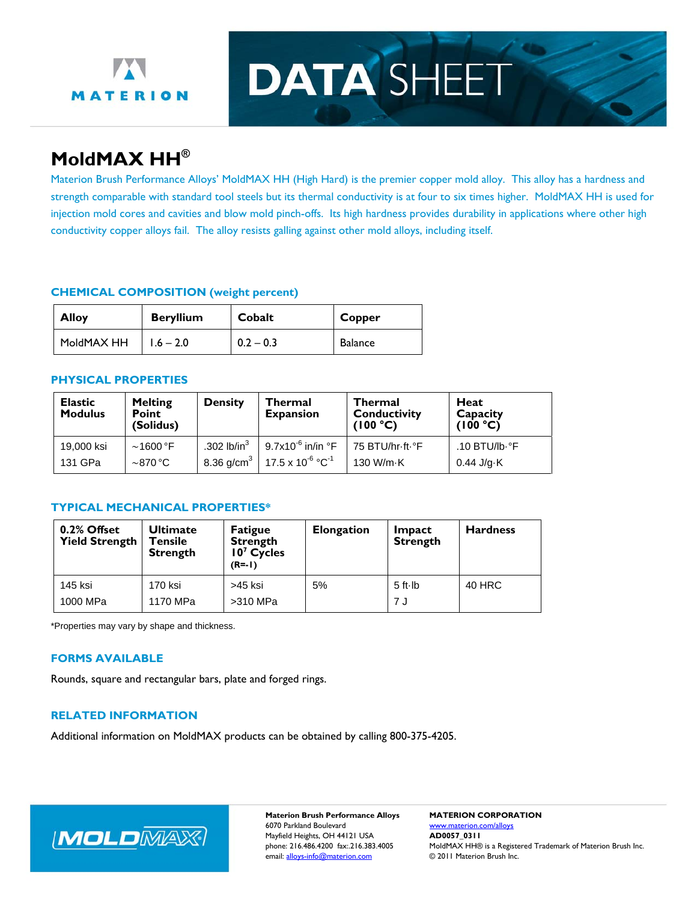MATERION

# DATA SHEET

## MoldMAX HH®

Materion Brush Performance Alloys' MoldMAX HH (High Hard) is the premier copper mold alloy. This alloy has a hardness and strength comparable with standard tool steels but its thermal conductivity is at four to six times higher. MoldMAX HH is used for injection mold cores and cavities and blow mold pinch-offs. Its high hardness provides durability in applications where other high conductivity copper alloys fail. The alloy resists galling against other mold alloys, including itself.

### CHEMICAL COMPOSITION (weight percent)

| Alloy | Beryllium | Cobalt | Copper |
|---|---|---|---|
| MoldMAX HH | 1.6 – 2.0 | 0.2 – 0.3 | Balance |

### PHYSICAL PROPERTIES

| Elastic Modulus | Melting Point (Solidus) | Density | Thermal Expansion | Thermal Conductivity (100 °C) | Heat Capacity (100 °C) |
|---|---|---|---|---|---|
| 19,000 ksi<br>131 GPa | ~1600 °F<br>~870 °C | .302 lb/in$^3$<br>8.36 g/cm$^3$ | 9.7x10$^{-6}$ in/in °F<br>17.5 x 10$^{-6}$ °C$^{-1}$ | 75 BTU/hr·ft·°F<br>130 W/m·K | .10 BTU/lb·°F<br>0.44 J/g·K |

### TYPICAL MECHANICAL PROPERTIES*

| 0.2% Offset Yield Strength | Ultimate Tensile Strength | Fatigue Strength $10^7$ Cycles (R=-1) | Elongation | Impact Strength | Hardness |
|---|---|---|---|---|---|
| 145 ksi<br>1000 MPa | 170 ksi<br>1170 MPa | >45 ksi<br>>310 MPa | 5% | 5 ft·lb<br>7 J | 40 HRC |

*Properties may vary by shape and thickness.

### FORMS AVAILABLE

Rounds, square and rectangular bars, plate and forged rings.

### RELATED INFORMATION

Additional information on MoldMAX products can be obtained by calling 800-375-4205.

MOLDMAX

**Materion Brush Performance Alloys**
6070 Parkland Boulevard
Mayfield Heights, OH 44121 USA
phone: 216.486.4200 fax:.216.383.4005
email: alloys-info@materion.com

**MATERION CORPORATION**
www.materion.com/alloys
**AD0057_0311**
MoldMAX HH® is a Registered Trademark of Materion Brush Inc.
© 2011 Materion Brush Inc.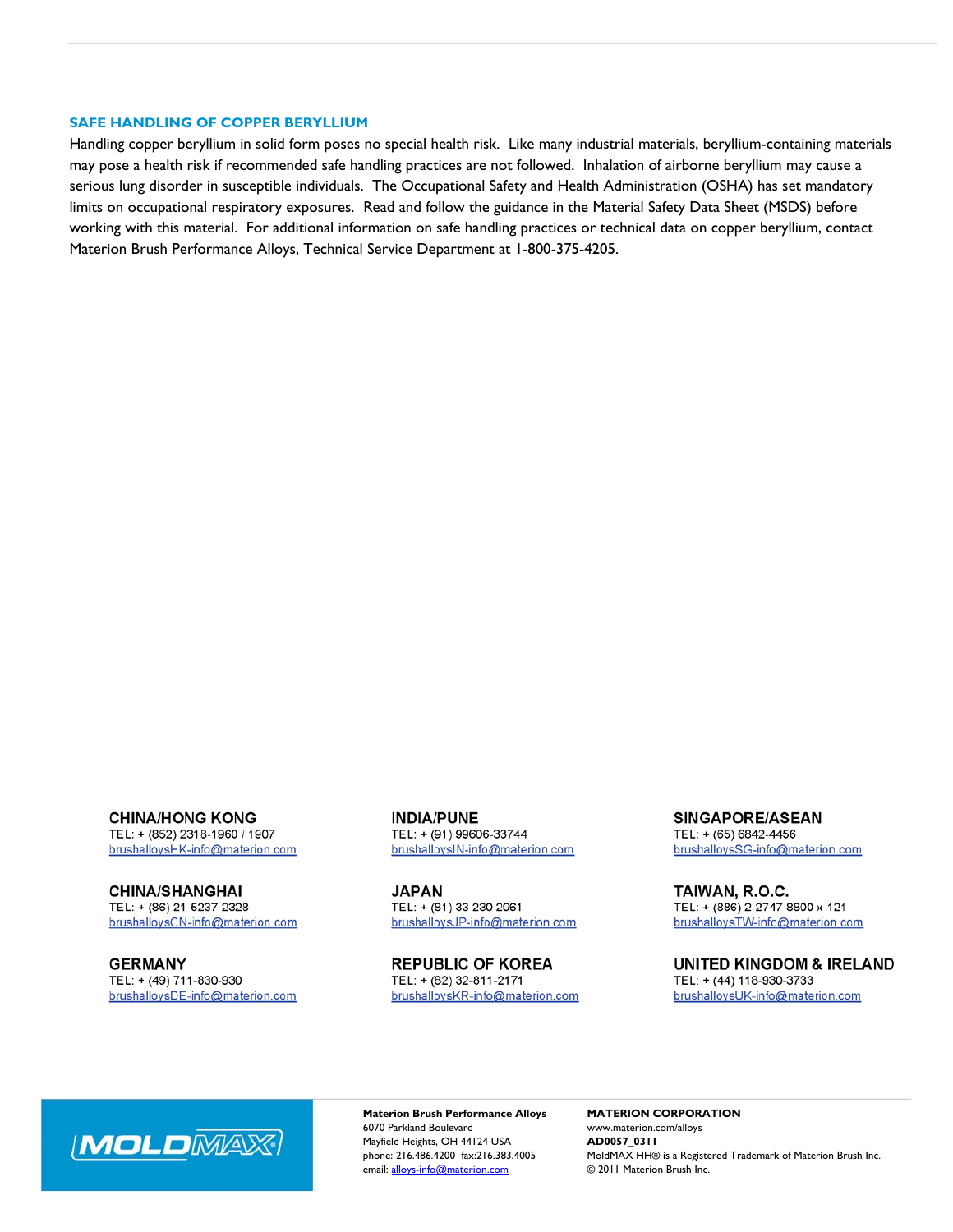## SAFE HANDLING OF COPPER BERYLLIUM

Handling copper beryllium in solid form poses no special health risk. Like many industrial materials, beryllium-containing materials may pose a health risk if recommended safe handling practices are not followed. Inhalation of airborne beryllium may cause a serious lung disorder in susceptible individuals. The Occupational Safety and Health Administration (OSHA) has set mandatory limits on occupational respiratory exposures. Read and follow the guidance in the Material Safety Data Sheet (MSDS) before working with this material. For additional information on safe handling practices or technical data on copper beryllium, contact Materion Brush Performance Alloys, Technical Service Department at 1-800-375-4205.

**CHINA/HONG KONG**
TEL: + (852) 2318-1960 / 1907
brushalloysHK-info@materion.com

**CHINA/SHANGHAI**
TEL: + (86) 21 5237 2328
brushalloysCN-info@materion.com

**GERMANY**
TEL: + (49) 711-830-930
brushalloysDE-info@materion.com

**INDIA/PUNE**
TEL: + (91) 99606-33744
brushalloysIN-info@materion.com

**JAPAN**
TEL: + (81) 33 230 2961
brushalloysJP-info@materion.com

**REPUBLIC OF KOREA**
TEL: + (82) 32-811-2171
brushalloysKR-info@materion.com

**SINGAPORE/ASEAN**
TEL: + (65) 6842-4456
brushalloysSG-info@materion.com

**TAIWAN, R.O.C.**
TEL: + (886) 2 2747 8800 x 121
brushalloysTW-info@materion.com

**UNITED KINGDOM & IRELAND**
TEL: + (44) 118-930-3733
brushalloysUK-info@materion.com

MOLDMAX

**Materion Brush Performance Alloys**
6070 Parkland Boulevard
Mayfield Heights, OH 44124 USA
phone: 216.486.4200 fax:216.383.4005
email: alloys-info@materion.com

**MATERION CORPORATION**
www.materion.com/alloys
**AD0057_0311**
MoldMAX HH® is a Registered Trademark of Materion Brush Inc.
© 2011 Materion Brush Inc.